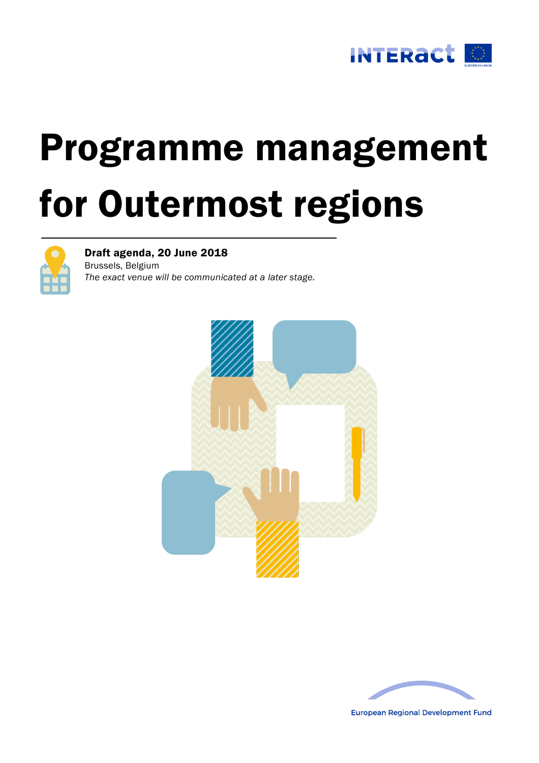# Programme management for Outermost regions

**Draft agenda, 20 June 2018**

Brussels, Belgium

*The exact venue will be communicated at a later stage.*

European Regional Development Fund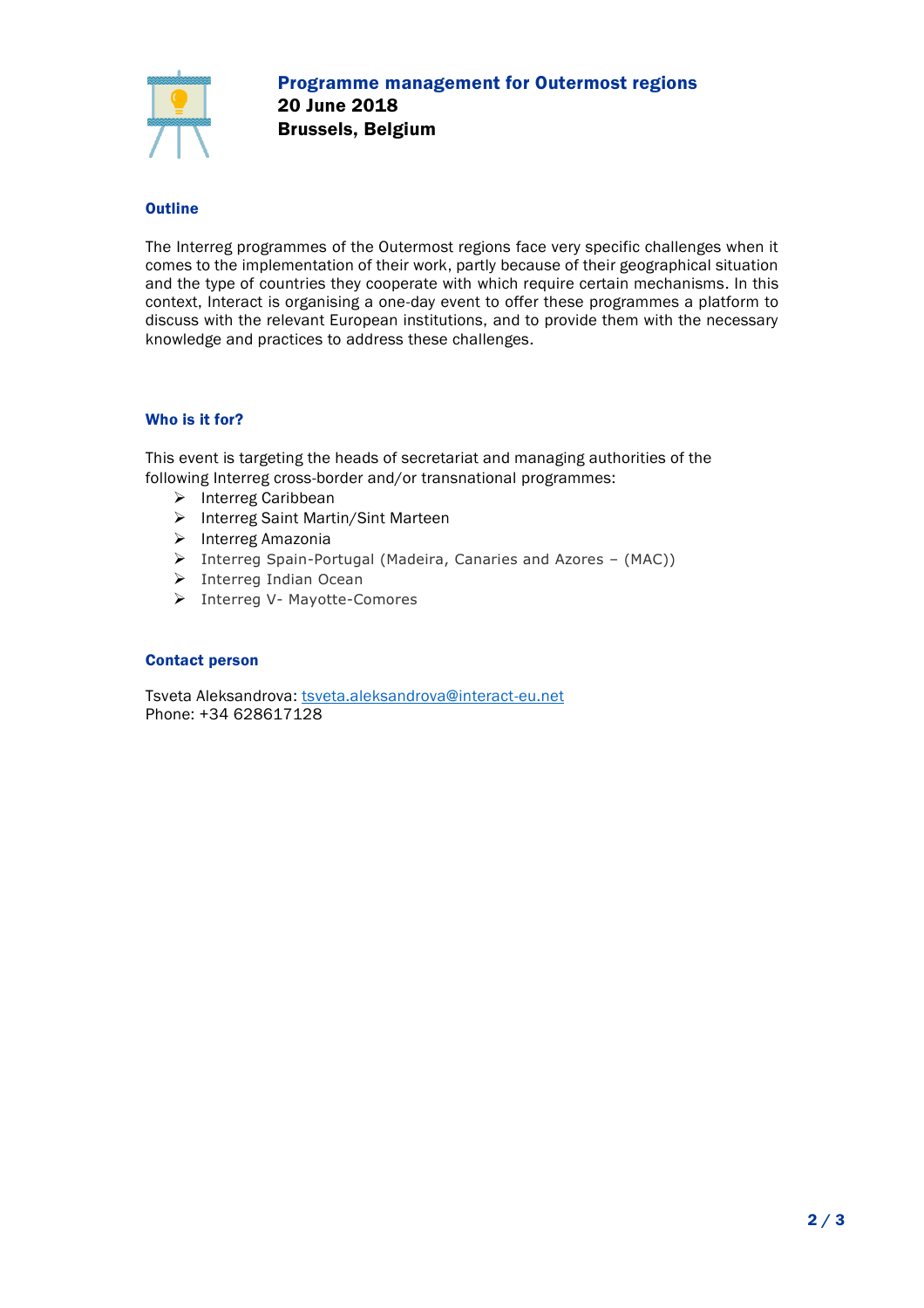# Programme management for Outermost regions

**20 June 2018**

**Brussels, Belgium**

## Outline

The Interreg programmes of the Outermost regions face very specific challenges when it comes to the implementation of their work, partly because of their geographical situation and the type of countries they cooperate with which require certain mechanisms. In this context, Interact is organising a one-day event to offer these programmes a platform to discuss with the relevant European institutions, and to provide them with the necessary knowledge and practices to address these challenges.

## Who is it for?

This event is targeting the heads of secretariat and managing authorities of the following Interreg cross-border and/or transnational programmes:

- Interreg Caribbean
- Interreg Saint Martin/Sint Marteen
- Interreg Amazonia
- Interreg Spain-Portugal (Madeira, Canaries and Azores – (MAC))
- Interreg Indian Ocean
- Interreg V- Mayotte-Comores

## Contact person

Tsveta Aleksandrova: tsveta.aleksandrova@interact-eu.net
Phone: +34 628617128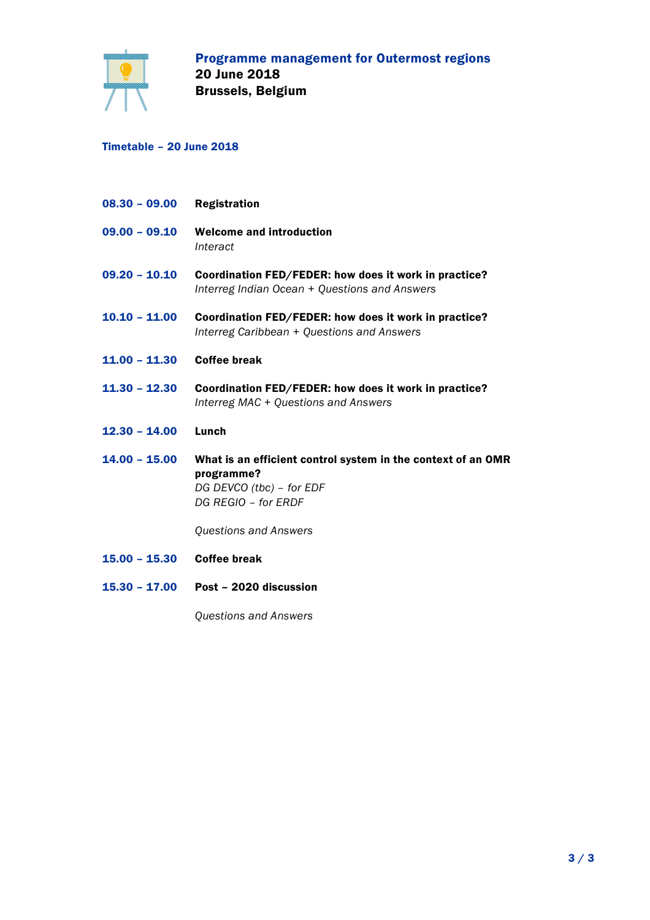# Programme management for Outermost regions

**20 June 2018**
**Brussels, Belgium**

## Timetable – 20 June 2018

| | |
|---|---|
| **08.30 – 09.00** | **Registration** |
| **09.00 – 09.10** | **Welcome and introduction**<br>*Interact* |
| **09.20 – 10.10** | **Coordination FED/FEDER: how does it work in practice?**<br>*Interreg Indian Ocean + Questions and Answers* |
| **10.10 – 11.00** | **Coordination FED/FEDER: how does it work in practice?**<br>*Interreg Caribbean + Questions and Answers* |
| **11.00 – 11.30** | **Coffee break** |
| **11.30 – 12.30** | **Coordination FED/FEDER: how does it work in practice?**<br>*Interreg MAC + Questions and Answers* |
| **12.30 – 14.00** | **Lunch** |
| **14.00 – 15.00** | **What is an efficient control system in the context of an OMR programme?**<br>*DG DEVCO (tbc) – for EDF*<br>*DG REGIO – for ERDF*<br><br>*Questions and Answers* |
| **15.00 – 15.30** | **Coffee break** |
| **15.30 – 17.00** | **Post – 2020 discussion**<br><br>*Questions and Answers* |